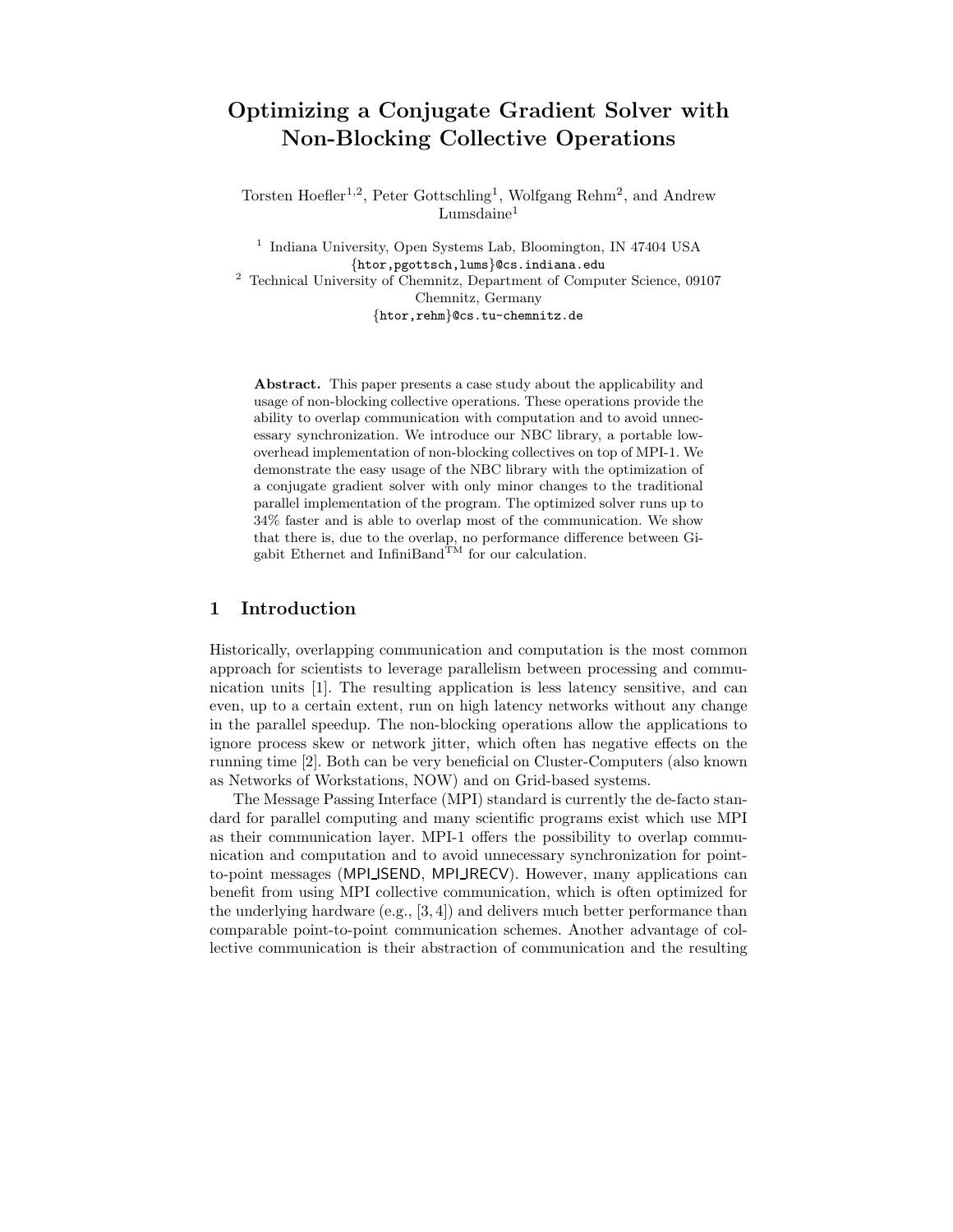# Optimizing a Conjugate Gradient Solver with Non-Blocking Collective Operations

Torsten Hoefler[1,2], Peter Gottschling[1], Wolfgang Rehm[2], and Andrew Lumsdaine[1]

[1] Indiana University, Open Systems Lab, Bloomington, IN 47404 USA
{htor,pgottsch,lums}@cs.indiana.edu

[2] Technical University of Chemnitz, Department of Computer Science, 09107 Chemnitz, Germany
{htor,rehm}@cs.tu-chemnitz.de

**Abstract.** This paper presents a case study about the applicability and usage of non-blocking collective operations. These operations provide the ability to overlap communication with computation and to avoid unnecessary synchronization. We introduce our NBC library, a portable low-overhead implementation of non-blocking collectives on top of MPI-1. We demonstrate the easy usage of the NBC library with the optimization of a conjugate gradient solver with only minor changes to the traditional parallel implementation of the program. The optimized solver runs up to 34% faster and is able to overlap most of the communication. We show that there is, due to the overlap, no performance difference between Gigabit Ethernet and InfiniBand™ for our calculation.

## 1 Introduction

Historically, overlapping communication and computation is the most common approach for scientists to leverage parallelism between processing and communication units [1]. The resulting application is less latency sensitive, and can even, up to a certain extent, run on high latency networks without any change in the parallel speedup. The non-blocking operations allow the applications to ignore process skew or network jitter, which often has negative effects on the running time [2]. Both can be very beneficial on Cluster-Computers (also known as Networks of Workstations, NOW) and on Grid-based systems.

The Message Passing Interface (MPI) standard is currently the de-facto standard for parallel computing and many scientific programs exist which use MPI as their communication layer. MPI-1 offers the possibility to overlap communication and computation and to avoid unnecessary synchronization for point-to-point messages (MPI_ISEND, MPI_IRECV). However, many applications can benefit from using MPI collective communication, which is often optimized for the underlying hardware (e.g., [3, 4]) and delivers much better performance than comparable point-to-point communication schemes. Another advantage of collective communication is their abstraction of communication and the resulting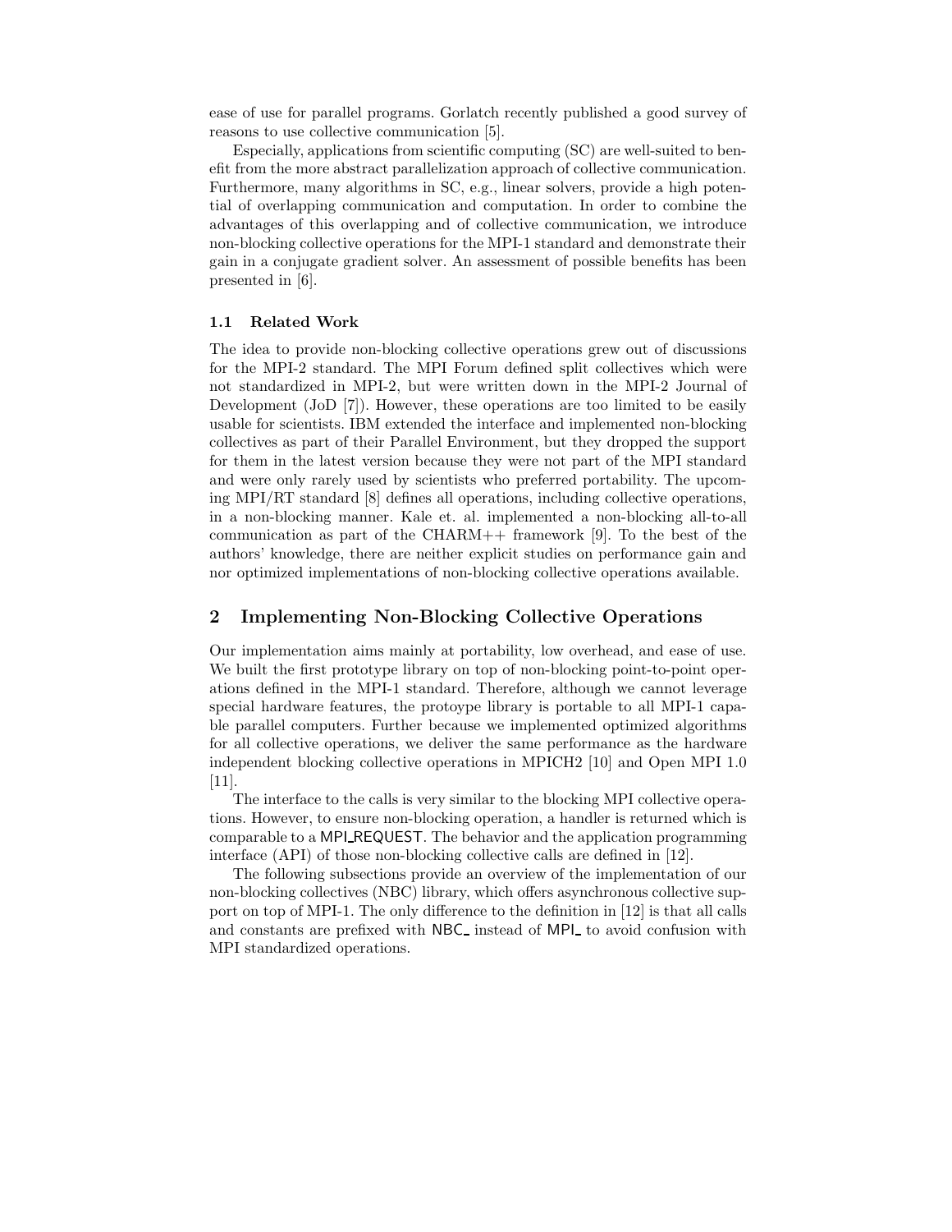ease of use for parallel programs. Gorlatch recently published a good survey of reasons to use collective communication [5].

Especially, applications from scientific computing (SC) are well-suited to benefit from the more abstract parallelization approach of collective communication. Furthermore, many algorithms in SC, e.g., linear solvers, provide a high potential of overlapping communication and computation. In order to combine the advantages of this overlapping and of collective communication, we introduce non-blocking collective operations for the MPI-1 standard and demonstrate their gain in a conjugate gradient solver. An assessment of possible benefits has been presented in [6].

### 1.1 Related Work

The idea to provide non-blocking collective operations grew out of discussions for the MPI-2 standard. The MPI Forum defined split collectives which were not standardized in MPI-2, but were written down in the MPI-2 Journal of Development (JoD [7]). However, these operations are too limited to be easily usable for scientists. IBM extended the interface and implemented non-blocking collectives as part of their Parallel Environment, but they dropped the support for them in the latest version because they were not part of the MPI standard and were only rarely used by scientists who preferred portability. The upcoming MPI/RT standard [8] defines all operations, including collective operations, in a non-blocking manner. Kale et. al. implemented a non-blocking all-to-all communication as part of the CHARM++ framework [9]. To the best of the authors' knowledge, there are neither explicit studies on performance gain and nor optimized implementations of non-blocking collective operations available.

## 2 Implementing Non-Blocking Collective Operations

Our implementation aims mainly at portability, low overhead, and ease of use. We built the first prototype library on top of non-blocking point-to-point operations defined in the MPI-1 standard. Therefore, although we cannot leverage special hardware features, the protoype library is portable to all MPI-1 capable parallel computers. Further because we implemented optimized algorithms for all collective operations, we deliver the same performance as the hardware independent blocking collective operations in MPICH2 [10] and Open MPI 1.0 [11].

The interface to the calls is very similar to the blocking MPI collective operations. However, to ensure non-blocking operation, a handler is returned which is comparable to a MPI_REQUEST. The behavior and the application programming interface (API) of those non-blocking collective calls are defined in [12].

The following subsections provide an overview of the implementation of our non-blocking collectives (NBC) library, which offers asynchronous collective support on top of MPI-1. The only difference to the definition in [12] is that all calls and constants are prefixed with NBC_ instead of MPI_ to avoid confusion with MPI standardized operations.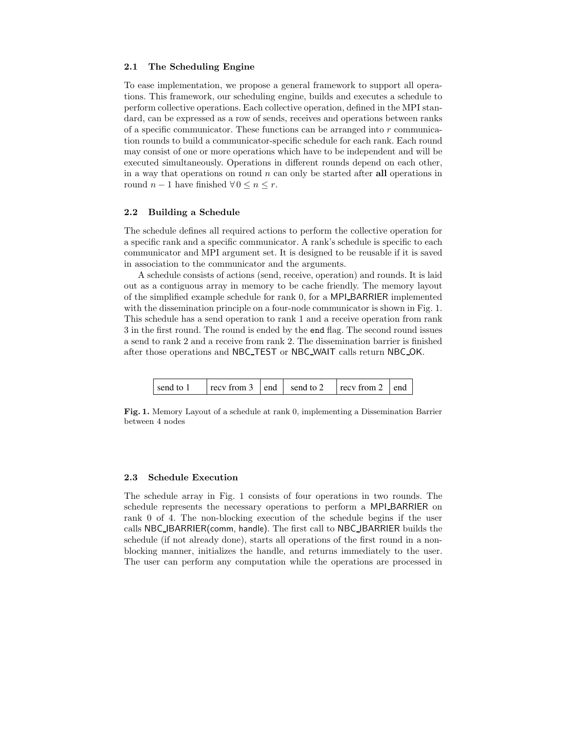### 2.1 The Scheduling Engine

To ease implementation, we propose a general framework to support all operations. This framework, our scheduling engine, builds and executes a schedule to perform collective operations. Each collective operation, defined in the MPI standard, can be expressed as a row of sends, receives and operations between ranks of a specific communicator. These functions can be arranged into $r$ communication rounds to build a communicator-specific schedule for each rank. Each round may consist of one or more operations which have to be independent and will be executed simultaneously. Operations in different rounds depend on each other, in a way that operations on round $n$ can only be started after **all** operations in round $n-1$ have finished $\forall\, 0 \leq n \leq r$.

### 2.2 Building a Schedule

The schedule defines all required actions to perform the collective operation for a specific rank and a specific communicator. A rank's schedule is specific to each communicator and MPI argument set. It is designed to be reusable if it is saved in association to the communicator and the arguments.

A schedule consists of actions (send, receive, operation) and rounds. It is laid out as a contiguous array in memory to be cache friendly. The memory layout of the simplified example schedule for rank 0, for a MPI_BARRIER implemented with the dissemination principle on a four-node communicator is shown in Fig. 1. This schedule has a send operation to rank 1 and a receive operation from rank 3 in the first round. The round is ended by the `end` flag. The second round issues a send to rank 2 and a receive from rank 2. The dissemination barrier is finished after those operations and NBC_TEST or NBC_WAIT calls return NBC_OK.

| send to 1 | recv from 3 | end | send to 2 | recv from 2 | end |
|---|---|---|---|---|---|

**Fig. 1.** Memory Layout of a schedule at rank 0, implementing a Dissemination Barrier between 4 nodes

### 2.3 Schedule Execution

The schedule array in Fig. 1 consists of four operations in two rounds. The schedule represents the necessary operations to perform a MPI_BARRIER on rank 0 of 4. The non-blocking execution of the schedule begins if the user calls NBC_IBARRIER(comm, handle). The first call to NBC_IBARRIER builds the schedule (if not already done), starts all operations of the first round in a non-blocking manner, initializes the handle, and returns immediately to the user. The user can perform any computation while the operations are processed in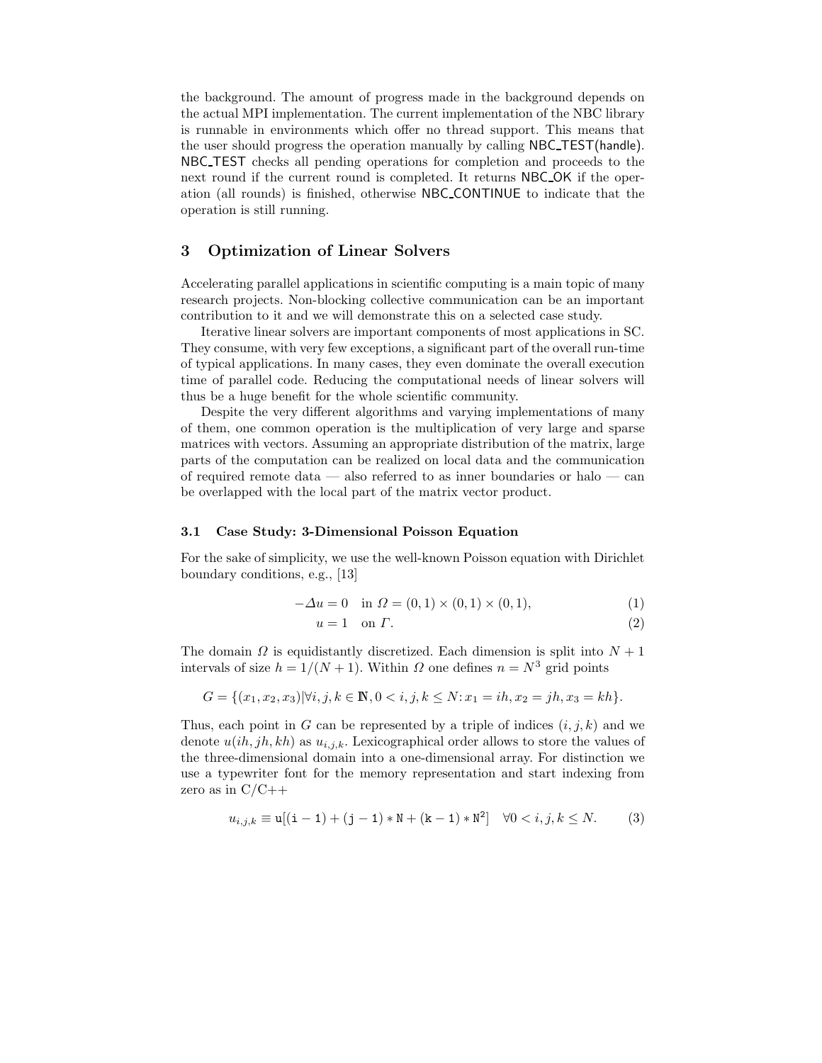the background. The amount of progress made in the background depends on the actual MPI implementation. The current implementation of the NBC library is runnable in environments which offer no thread support. This means that the user should progress the operation manually by calling NBC_TEST(handle). NBC_TEST checks all pending operations for completion and proceeds to the next round if the current round is completed. It returns NBC_OK if the operation (all rounds) is finished, otherwise NBC_CONTINUE to indicate that the operation is still running.

## 3 Optimization of Linear Solvers

Accelerating parallel applications in scientific computing is a main topic of many research projects. Non-blocking collective communication can be an important contribution to it and we will demonstrate this on a selected case study.

Iterative linear solvers are important components of most applications in SC. They consume, with very few exceptions, a significant part of the overall run-time of typical applications. In many cases, they even dominate the overall execution time of parallel code. Reducing the computational needs of linear solvers will thus be a huge benefit for the whole scientific community.

Despite the very different algorithms and varying implementations of many of them, one common operation is the multiplication of very large and sparse matrices with vectors. Assuming an appropriate distribution of the matrix, large parts of the computation can be realized on local data and the communication of required remote data — also referred to as inner boundaries or halo — can be overlapped with the local part of the matrix vector product.

### 3.1 Case Study: 3-Dimensional Poisson Equation

For the sake of simplicity, we use the well-known Poisson equation with Dirichlet boundary conditions, e.g., [13]

$$-\Delta u = 0 \quad \text{in } \Omega = (0,1) \times (0,1) \times (0,1), \tag{1}$$

$$u = 1 \quad \text{on } \Gamma. \tag{2}$$

The domain $\Omega$ is equidistantly discretized. Each dimension is split into $N+1$ intervals of size $h = 1/(N+1)$. Within $\Omega$ one defines $n = N^3$ grid points

$$G = \{(x_1, x_2, x_3) | \forall i, j, k \in \mathbb{N}, 0 < i, j, k \leq N \colon x_1 = ih, x_2 = jh, x_3 = kh\}.$$

Thus, each point in $G$ can be represented by a triple of indices $(i, j, k)$ and we denote $u(ih, jh, kh)$ as $u_{i,j,k}$. Lexicographical order allows to store the values of the three-dimensional domain into a one-dimensional array. For distinction we use a typewriter font for the memory representation and start indexing from zero as in C/C++

$$u_{i,j,k} \equiv \mathtt{u}[(\mathtt{i}-\mathtt{1}) + (\mathtt{j}-\mathtt{1}) * \mathtt{N} + (\mathtt{k}-\mathtt{1}) * \mathtt{N}^2] \quad \forall 0 < i, j, k \leq N. \tag{3}$$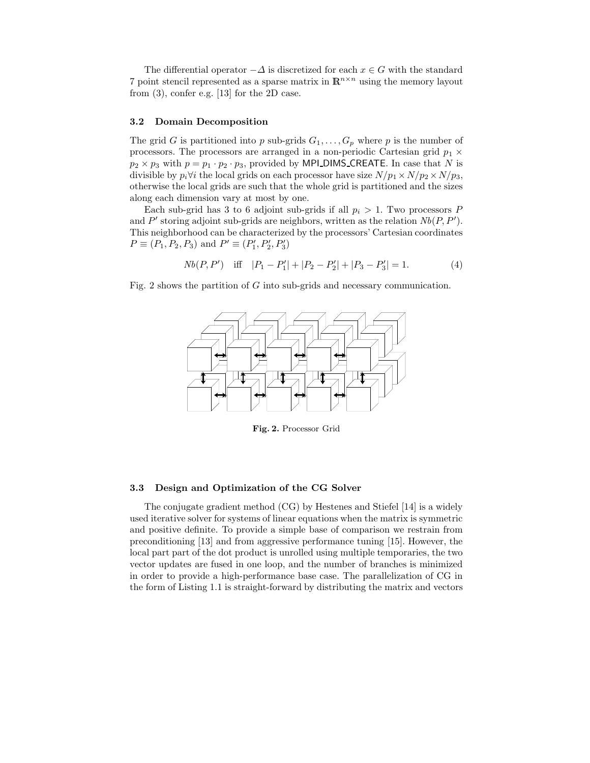The differential operator $-\Delta$ is discretized for each $x \in G$ with the standard 7 point stencil represented as a sparse matrix in $\mathbb{R}^{n \times n}$ using the memory layout from (3), confer e.g. [13] for the 2D case.

### 3.2 Domain Decomposition

The grid $G$ is partitioned into $p$ sub-grids $G_1, \ldots, G_p$ where $p$ is the number of processors. The processors are arranged in a non-periodic Cartesian grid $p_1 \times p_2 \times p_3$ with $p = p_1 \cdot p_2 \cdot p_3$, provided by MPI_DIMS_CREATE. In case that $N$ is divisible by $p_i \forall i$ the local grids on each processor have size $N/p_1 \times N/p_2 \times N/p_3$, otherwise the local grids are such that the whole grid is partitioned and the sizes along each dimension vary at most by one.

Each sub-grid has 3 to 6 adjoint sub-grids if all $p_i > 1$. Two processors $P$ and $P'$ storing adjoint sub-grids are neighbors, written as the relation $Nb(P, P')$. This neighborhood can be characterized by the processors' Cartesian coordinates $P \equiv (P_1, P_2, P_3)$ and $P' \equiv (P'_1, P'_2, P'_3)$

$$Nb(P, P') \quad \text{iff} \quad |P_1 - P'_1| + |P_2 - P'_2| + |P_3 - P'_3| = 1. \tag{4}$$

Fig. 2 shows the partition of $G$ into sub-grids and necessary communication.

**Fig. 2.** Processor Grid

### 3.3 Design and Optimization of the CG Solver

The conjugate gradient method (CG) by Hestenes and Stiefel [14] is a widely used iterative solver for systems of linear equations when the matrix is symmetric and positive definite. To provide a simple base of comparison we restrain from preconditioning [13] and from aggressive performance tuning [15]. However, the local part part of the dot product is unrolled using multiple temporaries, the two vector updates are fused in one loop, and the number of branches is minimized in order to provide a high-performance base case. The parallelization of CG in the form of Listing 1.1 is straight-forward by distributing the matrix and vectors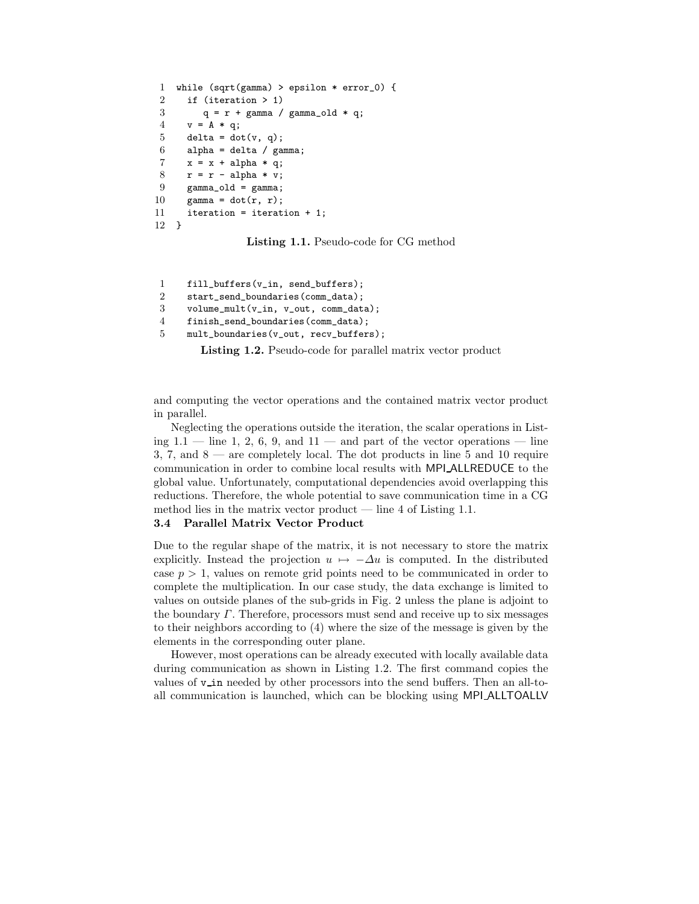```
1  while (sqrt(gamma) > epsilon * error_0) {
2    if (iteration > 1)
3       q = r + gamma / gamma_old * q;
4    v = A * q;
5    delta = dot(v, q);
6    alpha = delta / gamma;
7    x = x + alpha * q;
8    r = r - alpha * v;
9    gamma_old = gamma;
10   gamma = dot(r, r);
11   iteration = iteration + 1;
12 }
```

**Listing 1.1.** Pseudo-code for CG method

```
1    fill_buffers(v_in, send_buffers);
2    start_send_boundaries(comm_data);
3    volume_mult(v_in, v_out, comm_data);
4    finish_send_boundaries(comm_data);
5    mult_boundaries(v_out, recv_buffers);
```

**Listing 1.2.** Pseudo-code for parallel matrix vector product

and computing the vector operations and the contained matrix vector product in parallel.

Neglecting the operations outside the iteration, the scalar operations in Listing 1.1 — line 1, 2, 6, 9, and 11 — and part of the vector operations — line 3, 7, and 8 — are completely local. The dot products in line 5 and 10 require communication in order to combine local results with MPI_ALLREDUCE to the global value. Unfortunately, computational dependencies avoid overlapping this reductions. Therefore, the whole potential to save communication time in a CG method lies in the matrix vector product — line 4 of Listing 1.1.

### 3.4 Parallel Matrix Vector Product

Due to the regular shape of the matrix, it is not necessary to store the matrix explicitly. Instead the projection $u \mapsto -\Delta u$ is computed. In the distributed case $p > 1$, values on remote grid points need to be communicated in order to complete the multiplication. In our case study, the data exchange is limited to values on outside planes of the sub-grids in Fig. 2 unless the plane is adjoint to the boundary $\Gamma$. Therefore, processors must send and receive up to six messages to their neighbors according to (4) where the size of the message is given by the elements in the corresponding outer plane.

However, most operations can be already executed with locally available data during communication as shown in Listing 1.2. The first command copies the values of v_in needed by other processors into the send buffers. Then an all-to-all communication is launched, which can be blocking using MPI_ALLTOALLV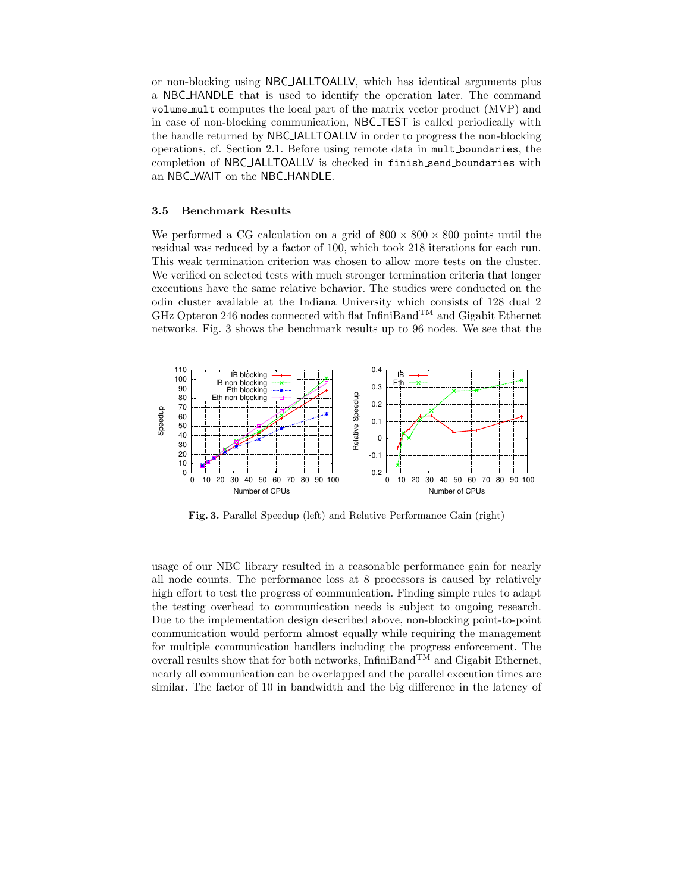or non-blocking using NBC_IALLTOALLV, which has identical arguments plus a NBC_HANDLE that is used to identify the operation later. The command `volume_mult` computes the local part of the matrix vector product (MVP) and in case of non-blocking communication, NBC_TEST is called periodically with the handle returned by NBC_IALLTOALLV in order to progress the non-blocking operations, cf. Section 2.1. Before using remote data in `mult_boundaries`, the completion of NBC_IALLTOALLV is checked in `finish_send_boundaries` with an NBC_WAIT on the NBC_HANDLE.

### 3.5 Benchmark Results

We performed a CG calculation on a grid of $800 \times 800 \times 800$ points until the residual was reduced by a factor of 100, which took 218 iterations for each run. This weak termination criterion was chosen to allow more tests on the cluster. We verified on selected tests with much stronger termination criteria that longer executions have the same relative behavior. The studies were conducted on the odin cluster available at the Indiana University which consists of 128 dual 2 GHz Opteron 246 nodes connected with flat InfiniBand™ and Gigabit Ethernet networks. Fig. 3 shows the benchmark results up to 96 nodes. We see that the

**Fig. 3.** Parallel Speedup (left) and Relative Performance Gain (right)

usage of our NBC library resulted in a reasonable performance gain for nearly all node counts. The performance loss at 8 processors is caused by relatively high effort to test the progress of communication. Finding simple rules to adapt the testing overhead to communication needs is subject to ongoing research. Due to the implementation design described above, non-blocking point-to-point communication would perform almost equally while requiring the management for multiple communication handlers including the progress enforcement. The overall results show that for both networks, InfiniBand™ and Gigabit Ethernet, nearly all communication can be overlapped and the parallel execution times are similar. The factor of 10 in bandwidth and the big difference in the latency of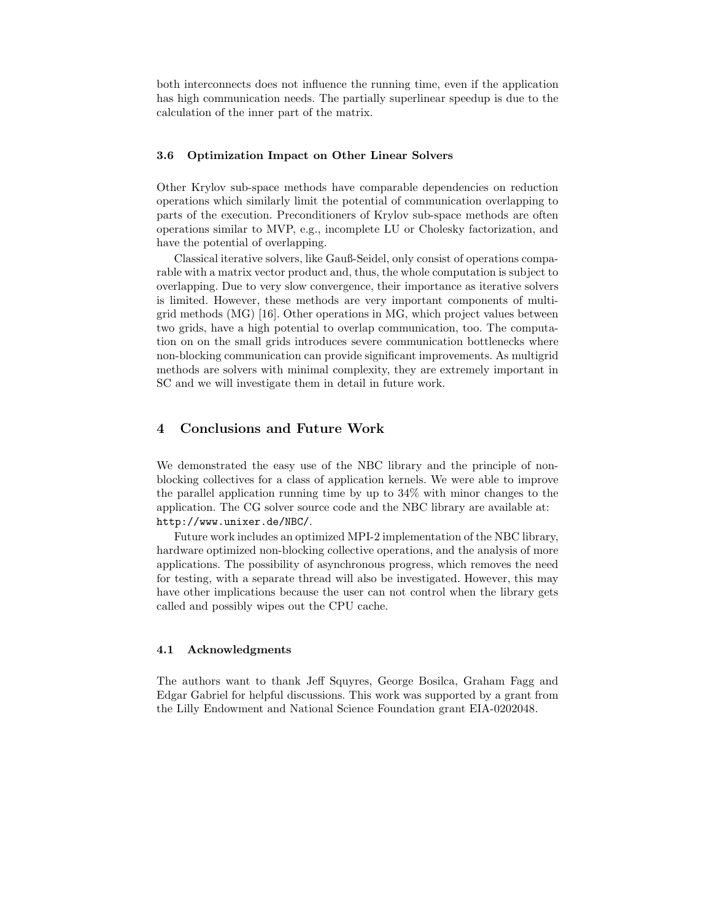both interconnects does not influence the running time, even if the application has high communication needs. The partially superlinear speedup is due to the calculation of the inner part of the matrix.

### 3.6 Optimization Impact on Other Linear Solvers

Other Krylov sub-space methods have comparable dependencies on reduction operations which similarly limit the potential of communication overlapping to parts of the execution. Preconditioners of Krylov sub-space methods are often operations similar to MVP, e.g., incomplete LU or Cholesky factorization, and have the potential of overlapping.

Classical iterative solvers, like Gauß-Seidel, only consist of operations comparable with a matrix vector product and, thus, the whole computation is subject to overlapping. Due to very slow convergence, their importance as iterative solvers is limited. However, these methods are very important components of multigrid methods (MG) [16]. Other operations in MG, which project values between two grids, have a high potential to overlap communication, too. The computation on on the small grids introduces severe communication bottlenecks where non-blocking communication can provide significant improvements. As multigrid methods are solvers with minimal complexity, they are extremely important in SC and we will investigate them in detail in future work.

## 4 Conclusions and Future Work

We demonstrated the easy use of the NBC library and the principle of non-blocking collectives for a class of application kernels. We were able to improve the parallel application running time by up to 34% with minor changes to the application. The CG solver source code and the NBC library are available at: `http://www.unixer.de/NBC/`.

Future work includes an optimized MPI-2 implementation of the NBC library, hardware optimized non-blocking collective operations, and the analysis of more applications. The possibility of asynchronous progress, which removes the need for testing, with a separate thread will also be investigated. However, this may have other implications because the user can not control when the library gets called and possibly wipes out the CPU cache.

### 4.1 Acknowledgments

The authors want to thank Jeff Squyres, George Bosilca, Graham Fagg and Edgar Gabriel for helpful discussions. This work was supported by a grant from the Lilly Endowment and National Science Foundation grant EIA-0202048.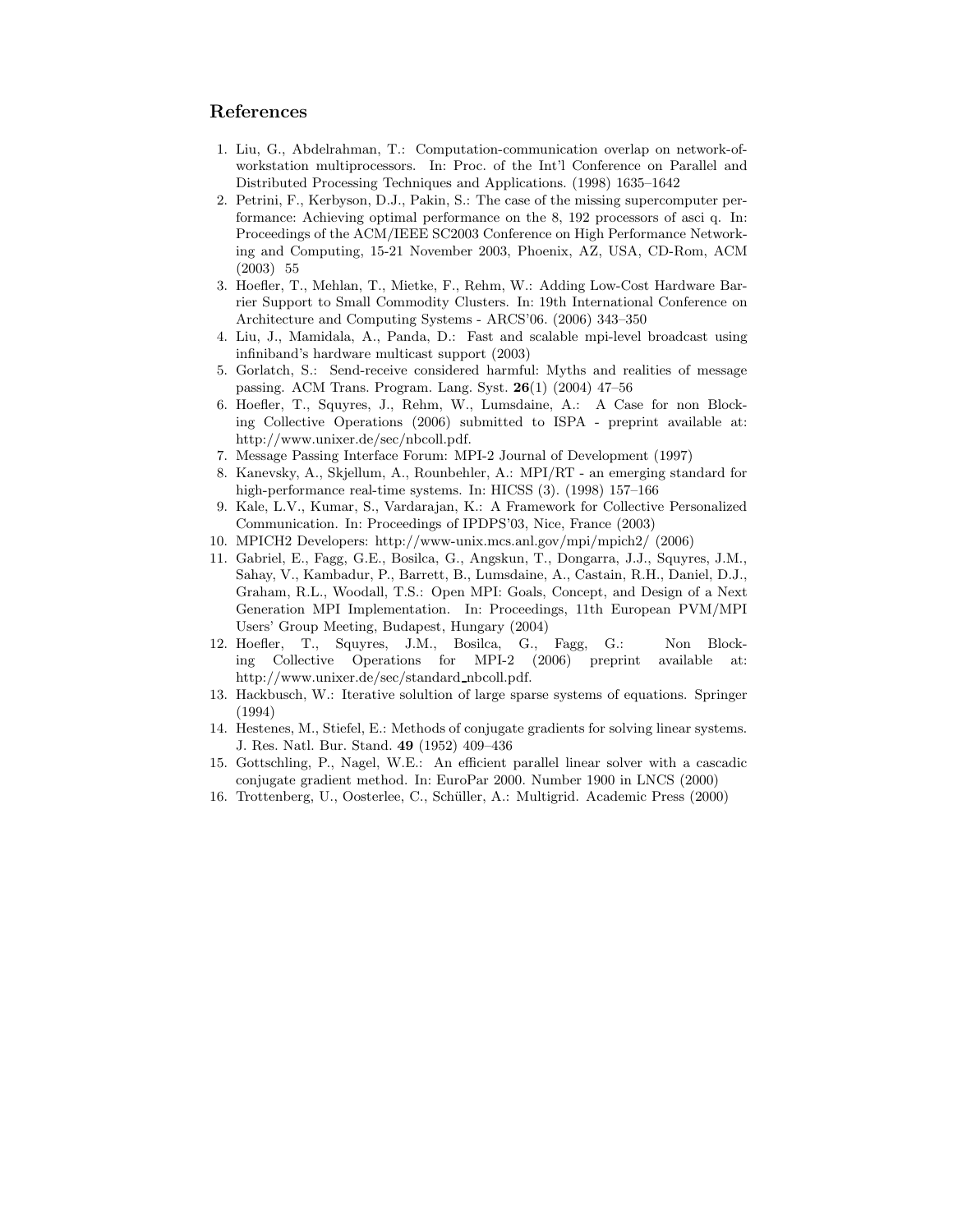## References

1. Liu, G., Abdelrahman, T.: Computation-communication overlap on network-of-workstation multiprocessors. In: Proc. of the Int'l Conference on Parallel and Distributed Processing Techniques and Applications. (1998) 1635–1642
2. Petrini, F., Kerbyson, D.J., Pakin, S.: The case of the missing supercomputer performance: Achieving optimal performance on the 8, 192 processors of asci q. In: Proceedings of the ACM/IEEE SC2003 Conference on High Performance Networking and Computing, 15-21 November 2003, Phoenix, AZ, USA, CD-Rom, ACM (2003) 55
3. Hoefler, T., Mehlan, T., Mietke, F., Rehm, W.: Adding Low-Cost Hardware Barrier Support to Small Commodity Clusters. In: 19th International Conference on Architecture and Computing Systems - ARCS'06. (2006) 343–350
4. Liu, J., Mamidala, A., Panda, D.: Fast and scalable mpi-level broadcast using infiniband's hardware multicast support (2003)
5. Gorlatch, S.: Send-receive considered harmful: Myths and realities of message passing. ACM Trans. Program. Lang. Syst. **26**(1) (2004) 47–56
6. Hoefler, T., Squyres, J., Rehm, W., Lumsdaine, A.: A Case for non Blocking Collective Operations (2006) submitted to ISPA - preprint available at: http://www.unixer.de/sec/nbcoll.pdf.
7. Message Passing Interface Forum: MPI-2 Journal of Development (1997)
8. Kanevsky, A., Skjellum, A., Rounbehler, A.: MPI/RT - an emerging standard for high-performance real-time systems. In: HICSS (3). (1998) 157–166
9. Kale, L.V., Kumar, S., Vardarajan, K.: A Framework for Collective Personalized Communication. In: Proceedings of IPDPS'03, Nice, France (2003)
10. MPICH2 Developers: http://www-unix.mcs.anl.gov/mpi/mpich2/ (2006)
11. Gabriel, E., Fagg, G.E., Bosilca, G., Angskun, T., Dongarra, J.J., Squyres, J.M., Sahay, V., Kambadur, P., Barrett, B., Lumsdaine, A., Castain, R.H., Daniel, D.J., Graham, R.L., Woodall, T.S.: Open MPI: Goals, Concept, and Design of a Next Generation MPI Implementation. In: Proceedings, 11th European PVM/MPI Users' Group Meeting, Budapest, Hungary (2004)
12. Hoefler, T., Squyres, J.M., Bosilca, G., Fagg, G.: Non Blocking Collective Operations for MPI-2 (2006) preprint available at: http://www.unixer.de/sec/standard_nbcoll.pdf.
13. Hackbusch, W.: Iterative solultion of large sparse systems of equations. Springer (1994)
14. Hestenes, M., Stiefel, E.: Methods of conjugate gradients for solving linear systems. J. Res. Natl. Bur. Stand. **49** (1952) 409–436
15. Gottschling, P., Nagel, W.E.: An efficient parallel linear solver with a cascadic conjugate gradient method. In: EuroPar 2000. Number 1900 in LNCS (2000)
16. Trottenberg, U., Oosterlee, C., Schüller, A.: Multigrid. Academic Press (2000)